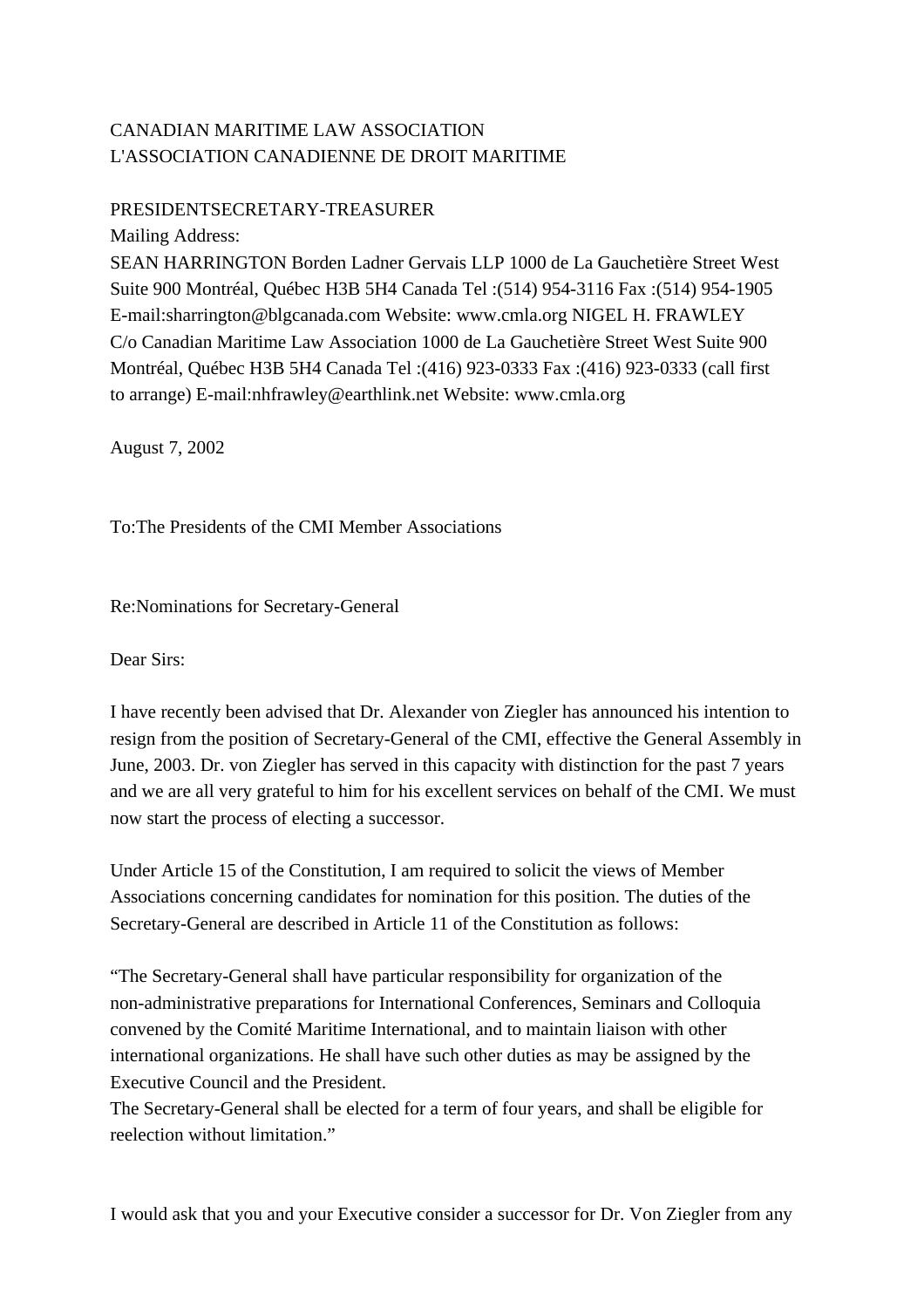CANADIAN MARITIME LAW ASSOCIATION
L'ASSOCIATION CANADIENNE DE DROIT MARITIME

PRESIDENTSECRETARY-TREASURER
Mailing Address:
SEAN HARRINGTON Borden Ladner Gervais LLP 1000 de La Gauchetière Street West Suite 900 Montréal, Québec H3B 5H4 Canada Tel :(514) 954-3116 Fax :(514) 954-1905 E-mail:sharrington@blgcanada.com Website: www.cmla.org NIGEL H. FRAWLEY C/o Canadian Maritime Law Association 1000 de La Gauchetière Street West Suite 900 Montréal, Québec H3B 5H4 Canada Tel :(416) 923-0333 Fax :(416) 923-0333 (call first to arrange) E-mail:nhfrawley@earthlink.net Website: www.cmla.org

August 7, 2002

To:The Presidents of the CMI Member Associations

Re:Nominations for Secretary-General

Dear Sirs:

I have recently been advised that Dr. Alexander von Ziegler has announced his intention to resign from the position of Secretary-General of the CMI, effective the General Assembly in June, 2003. Dr. von Ziegler has served in this capacity with distinction for the past 7 years and we are all very grateful to him for his excellent services on behalf of the CMI. We must now start the process of electing a successor.

Under Article 15 of the Constitution, I am required to solicit the views of Member Associations concerning candidates for nomination for this position. The duties of the Secretary-General are described in Article 11 of the Constitution as follows:

"The Secretary-General shall have particular responsibility for organization of the non-administrative preparations for International Conferences, Seminars and Colloquia convened by the Comité Maritime International, and to maintain liaison with other international organizations. He shall have such other duties as may be assigned by the Executive Council and the President.
The Secretary-General shall be elected for a term of four years, and shall be eligible for reelection without limitation."

I would ask that you and your Executive consider a successor for Dr. Von Ziegler from any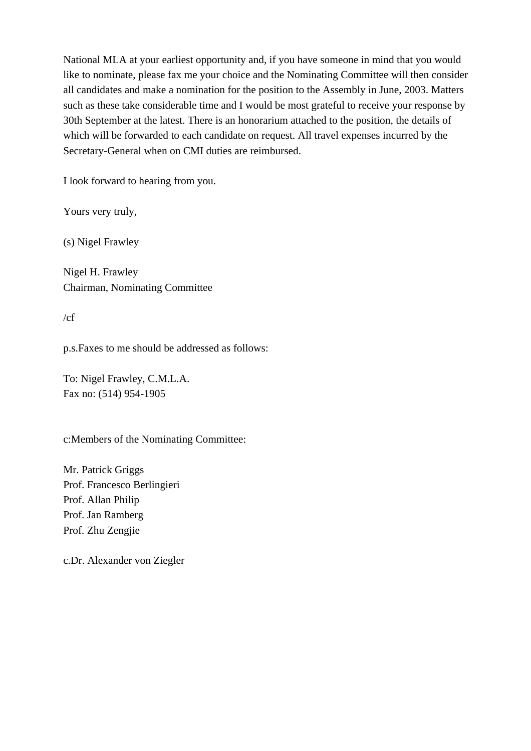National MLA at your earliest opportunity and, if you have someone in mind that you would like to nominate, please fax me your choice and the Nominating Committee will then consider all candidates and make a nomination for the position to the Assembly in June, 2003. Matters such as these take considerable time and I would be most grateful to receive your response by 30th September at the latest. There is an honorarium attached to the position, the details of which will be forwarded to each candidate on request. All travel expenses incurred by the Secretary-General when on CMI duties are reimbursed.

I look forward to hearing from you.

Yours very truly,

(s) Nigel Frawley

Nigel H. Frawley
Chairman, Nominating Committee

/cf

p.s.Faxes to me should be addressed as follows:

To: Nigel Frawley, C.M.L.A.
Fax no: (514) 954-1905

c:Members of the Nominating Committee:

Mr. Patrick Griggs
Prof. Francesco Berlingieri
Prof. Allan Philip
Prof. Jan Ramberg
Prof. Zhu Zengjie

c.Dr. Alexander von Ziegler